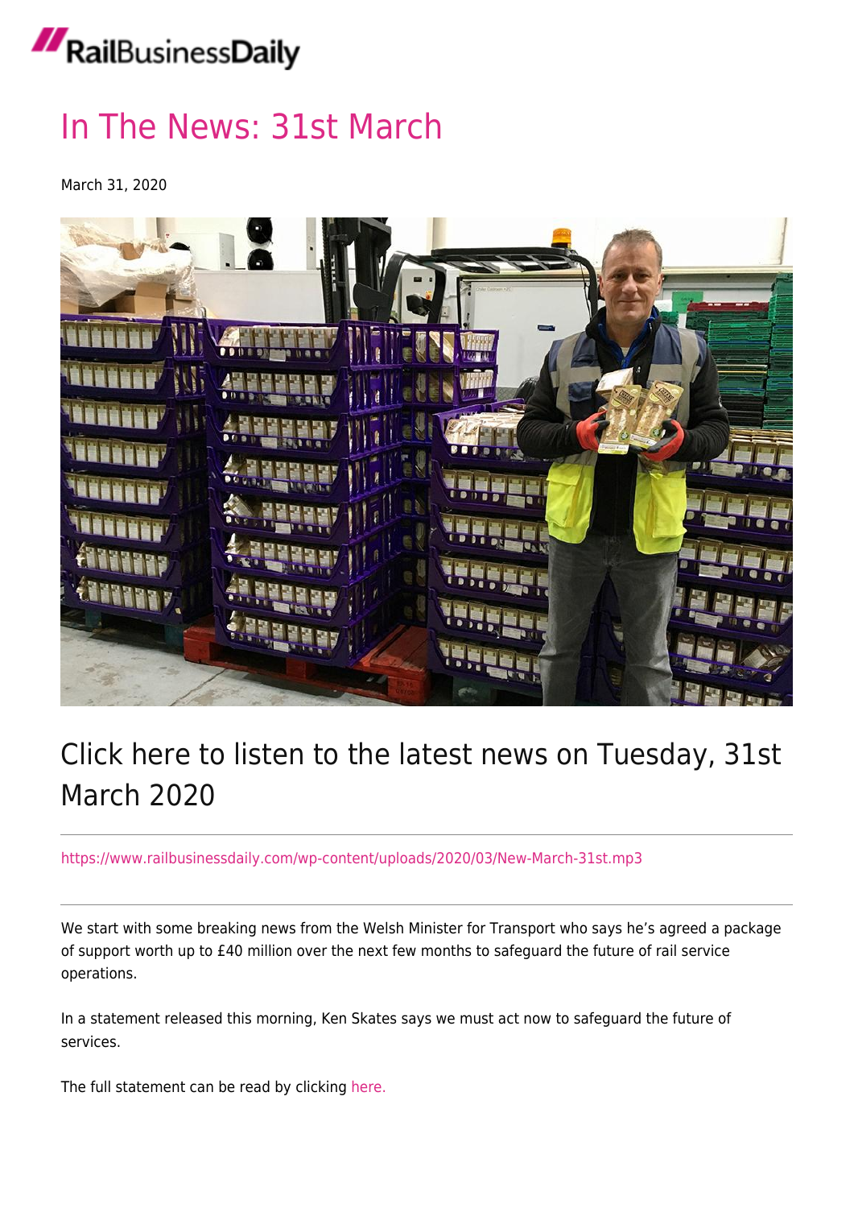# In The News: 31st March

March 31, 2020

## Click here to listen to the latest news on Tuesday, 31st March 2020

https://www.railbusinessdaily.com/wp-content/uploads/2020/03/New-March-31st.mp3

---

We start with some breaking news from the Welsh Minister for Transport who says he's agreed a package of support worth up to £40 million over the next few months to safeguard the future of rail service operations.

In a statement released this morning, Ken Skates says we must act now to safeguard the future of services.

The full statement can be read by clicking here.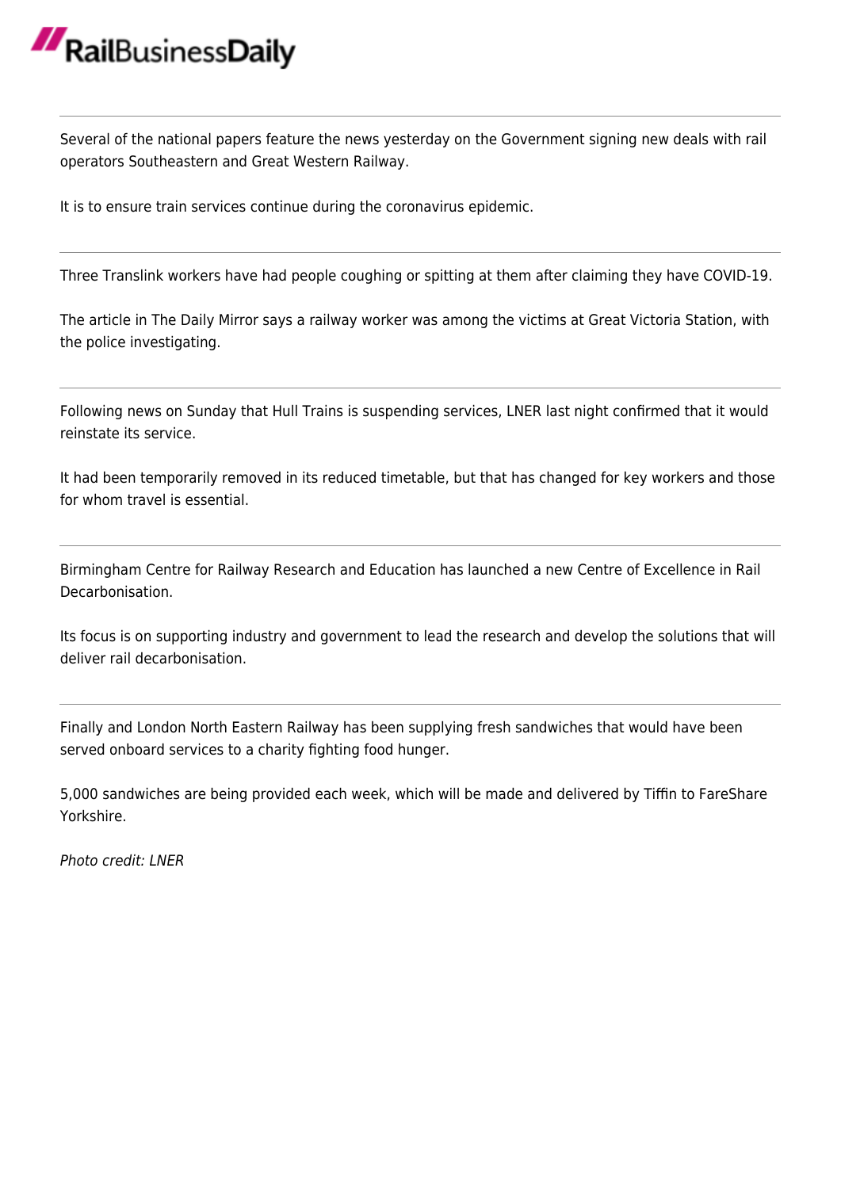---

Several of the national papers feature the news yesterday on the Government signing new deals with rail operators Southeastern and Great Western Railway.

It is to ensure train services continue during the coronavirus epidemic.

---

Three Translink workers have had people coughing or spitting at them after claiming they have COVID-19.

The article in The Daily Mirror says a railway worker was among the victims at Great Victoria Station, with the police investigating.

---

Following news on Sunday that Hull Trains is suspending services, LNER last night confirmed that it would reinstate its service.

It had been temporarily removed in its reduced timetable, but that has changed for key workers and those for whom travel is essential.

---

Birmingham Centre for Railway Research and Education has launched a new Centre of Excellence in Rail Decarbonisation.

Its focus is on supporting industry and government to lead the research and develop the solutions that will deliver rail decarbonisation.

---

Finally and London North Eastern Railway has been supplying fresh sandwiches that would have been served onboard services to a charity fighting food hunger.

5,000 sandwiches are being provided each week, which will be made and delivered by Tiffin to FareShare Yorkshire.

*Photo credit: LNER*